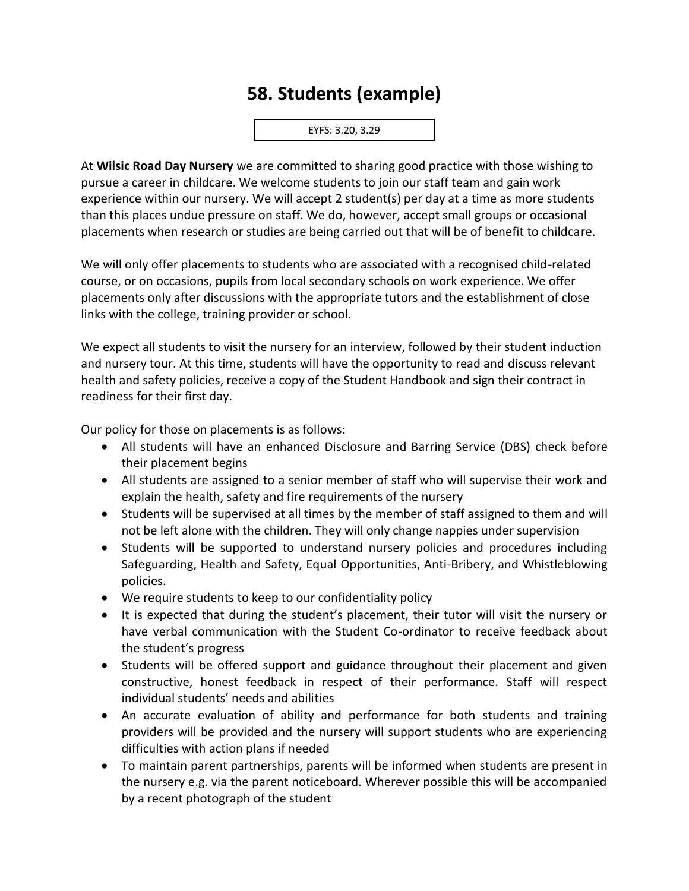# 58. Students (example)

EYFS: 3.20, 3.29

At **Wilsic Road Day Nursery** we are committed to sharing good practice with those wishing to pursue a career in childcare. We welcome students to join our staff team and gain work experience within our nursery. We will accept 2 student(s) per day at a time as more students than this places undue pressure on staff. We do, however, accept small groups or occasional placements when research or studies are being carried out that will be of benefit to childcare.

We will only offer placements to students who are associated with a recognised child-related course, or on occasions, pupils from local secondary schools on work experience. We offer placements only after discussions with the appropriate tutors and the establishment of close links with the college, training provider or school.

We expect all students to visit the nursery for an interview, followed by their student induction and nursery tour. At this time, students will have the opportunity to read and discuss relevant health and safety policies, receive a copy of the Student Handbook and sign their contract in readiness for their first day.

Our policy for those on placements is as follows:

- All students will have an enhanced Disclosure and Barring Service (DBS) check before their placement begins
- All students are assigned to a senior member of staff who will supervise their work and explain the health, safety and fire requirements of the nursery
- Students will be supervised at all times by the member of staff assigned to them and will not be left alone with the children. They will only change nappies under supervision
- Students will be supported to understand nursery policies and procedures including Safeguarding, Health and Safety, Equal Opportunities, Anti-Bribery, and Whistleblowing policies.
- We require students to keep to our confidentiality policy
- It is expected that during the student's placement, their tutor will visit the nursery or have verbal communication with the Student Co-ordinator to receive feedback about the student's progress
- Students will be offered support and guidance throughout their placement and given constructive, honest feedback in respect of their performance. Staff will respect individual students' needs and abilities
- An accurate evaluation of ability and performance for both students and training providers will be provided and the nursery will support students who are experiencing difficulties with action plans if needed
- To maintain parent partnerships, parents will be informed when students are present in the nursery e.g. via the parent noticeboard. Wherever possible this will be accompanied by a recent photograph of the student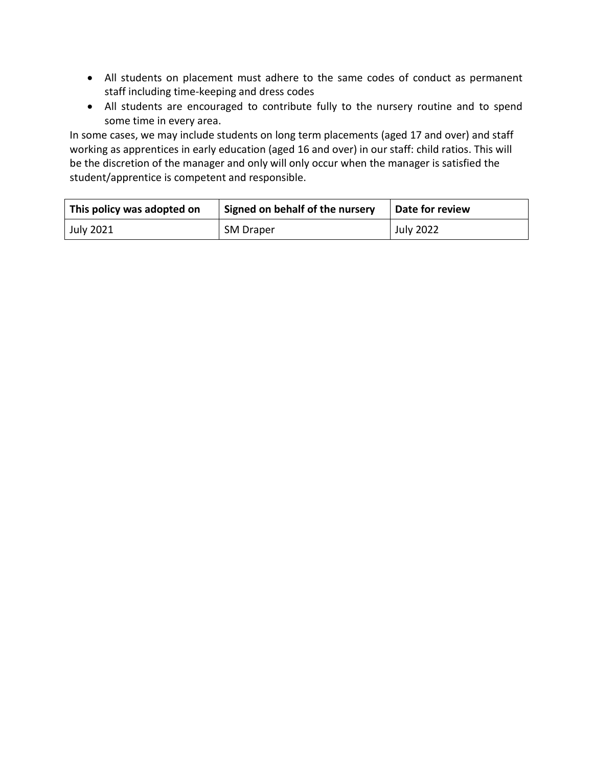- All students on placement must adhere to the same codes of conduct as permanent staff including time-keeping and dress codes
- All students are encouraged to contribute fully to the nursery routine and to spend some time in every area.

In some cases, we may include students on long term placements (aged 17 and over) and staff working as apprentices in early education (aged 16 and over) in our staff: child ratios. This will be the discretion of the manager and only will only occur when the manager is satisfied the student/apprentice is competent and responsible.

| This policy was adopted on | Signed on behalf of the nursery | Date for review |
|---|---|---|
| July 2021 | SM Draper | July 2022 |